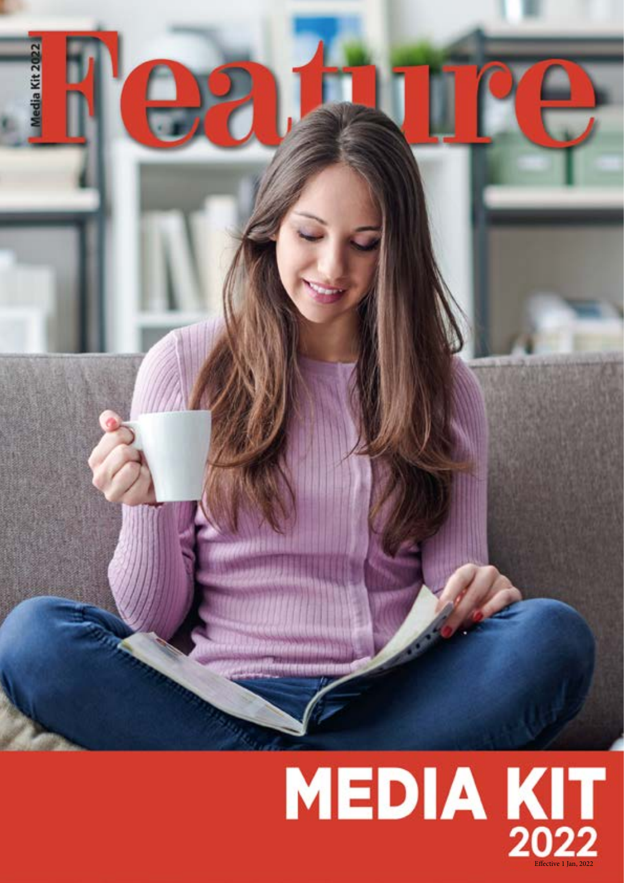Media Kit 2022

# Feature

# MEDIA KIT 2022

Effective 1 Jan, 2022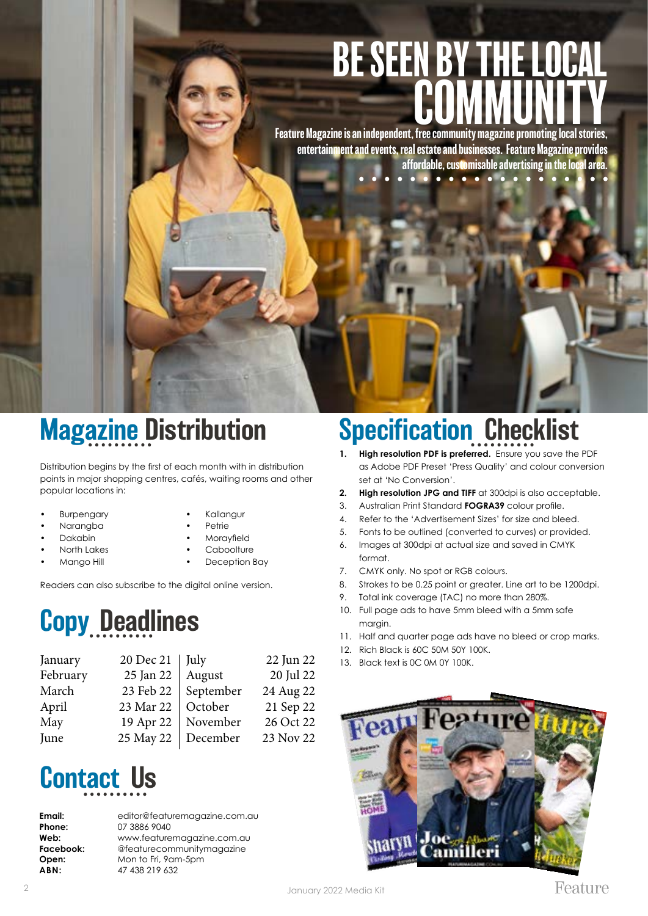# BE SEEN BY THE LOCAL COMMUNITY

**Feature Magazine is an independent, free community magazine promoting local stories, entertainment and events, real estate and businesses. Feature Magazine provides affordable, customisable advertising in the local area.**

## Magazine Distribution

Distribution begins by the first of each month with in distribution points in major shopping centres, cafés, waiting rooms and other popular locations in:

- Burpengary
- Narangba
- Dakabin
- North Lakes
- Mango Hill
- Kallangur
- Petrie
- Morayfield
- Caboolture
- Deception Bay

Readers can also subscribe to the digital online version.

## Copy Deadlines

| | | | |
|---|---|---|---|
| January | 20 Dec 21 | July | 22 Jun 22 |
| February | 25 Jan 22 | August | 20 Jul 22 |
| March | 23 Feb 22 | September | 24 Aug 22 |
| April | 23 Mar 22 | October | 21 Sep 22 |
| May | 19 Apr 22 | November | 26 Oct 22 |
| June | 25 May 22 | December | 23 Nov 22 |

## Contact Us

**Email:** editor@featuremagazine.com.au
**Phone:** 07 3886 9040
**Web:** www.featuremagazine.com.au
**Facebook:** @featurecommunitymagazine
**Open:** Mon to Fri, 9am-5pm
**ABN:** 47 438 219 632

## Specification Checklist

1. **High resolution PDF is preferred.** Ensure you save the PDF as Adobe PDF Preset 'Press Quality' and colour conversion set at 'No Conversion'.
2. **High resolution JPG and TIFF** at 300dpi is also acceptable.
3. Australian Print Standard **FOGRA39** colour profile.
4. Refer to the 'Advertisement Sizes' for size and bleed.
5. Fonts to be outlined (converted to curves) or provided.
6. Images at 300dpi at actual size and saved in CMYK format.
7. CMYK only. No spot or RGB colours.
8. Strokes to be 0.25 point or greater. Line art to be 1200dpi.
9. Total ink coverage (TAC) no more than 280%.
10. Full page ads to have 5mm bleed with a 5mm safe margin.
11. Half and quarter page ads have no bleed or crop marks.
12. Rich Black is 60C 50M 50Y 100K.
13. Black text is 0C 0M 0Y 100K.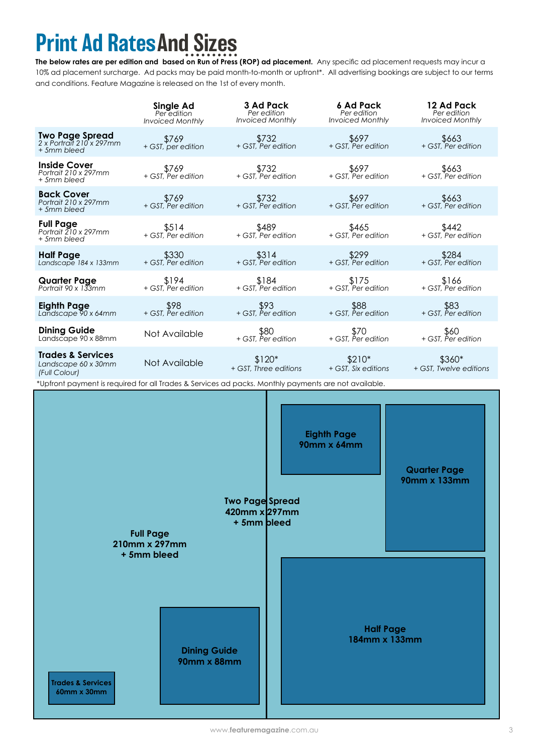# Print Ad Rates And Sizes

**The below rates are per edition and based on Run of Press (ROP) ad placement.** Any specific ad placement requests may incur a 10% ad placement surcharge. Ad packs may be paid month-to-month or upfront*. All advertising bookings are subject to our terms and conditions. Feature Magazine is released on the 1st of every month.

| | **Single Ad** *Per edition Invoiced Monthly* | **3 Ad Pack** *Per edition Invoiced Monthly* | **6 Ad Pack** *Per edition Invoiced Monthly* | **12 Ad Pack** *Per edition Invoiced Monthly* |
|---|---|---|---|---|
| **Two Page Spread** *2 x Portrait 210 x 297mm + 5mm bleed* | $769 + GST, per edition | $732 + GST, Per edition | $697 + GST, Per edition | $663 + GST, Per edition |
| **Inside Cover** *Portrait 210 x 297mm + 5mm bleed* | $769 + GST, Per edition | $732 + GST, Per edition | $697 + GST, Per edition | $663 + GST, Per edition |
| **Back Cover** *Portrait 210 x 297mm + 5mm bleed* | $769 + GST, Per edition | $732 + GST, Per edition | $697 + GST, Per edition | $663 + GST, Per edition |
| **Full Page** *Portrait 210 x 297mm + 5mm bleed* | $514 + GST, Per edition | $489 + GST, Per edition | $465 + GST, Per edition | $442 + GST, Per edition |
| **Half Page** *Landscape 184 x 133mm* | $330 + GST, Per edition | $314 + GST, Per edition | $299 + GST, Per edition | $284 + GST, Per edition |
| **Quarter Page** *Portrait 90 x 133mm* | $194 + GST, Per edition | $184 + GST, Per edition | $175 + GST, Per edition | $166 + GST, Per edition |
| **Eighth Page** *Landscape 90 x 64mm* | $98 + GST, Per edition | $93 + GST, Per edition | $88 + GST, Per edition | $83 + GST, Per edition |
| **Dining Guide** Landscape 90 x 88mm | Not Available | $80 + GST, Per edition | $70 + GST, Per edition | $60 + GST, Per edition |
| **Trades & Services** *Landscape 60 x 30mm (Full Colour)* | Not Available | $120* + GST, Three editions | $210* + GST, Six editions | $360* + GST, Twelve editions |

*Upfront payment is required for all Trades & Services ad packs. Monthly payments are not available.

**Two Page Spread** 420mm x 297mm + 5mm bleed

**Full Page** 210mm x 297mm + 5mm bleed

**Eighth Page** 90mm x 64mm

**Quarter Page** 90mm x 133mm

**Half Page** 184mm x 133mm

**Dining Guide** 90mm x 88mm

**Trades & Services** 60mm x 30mm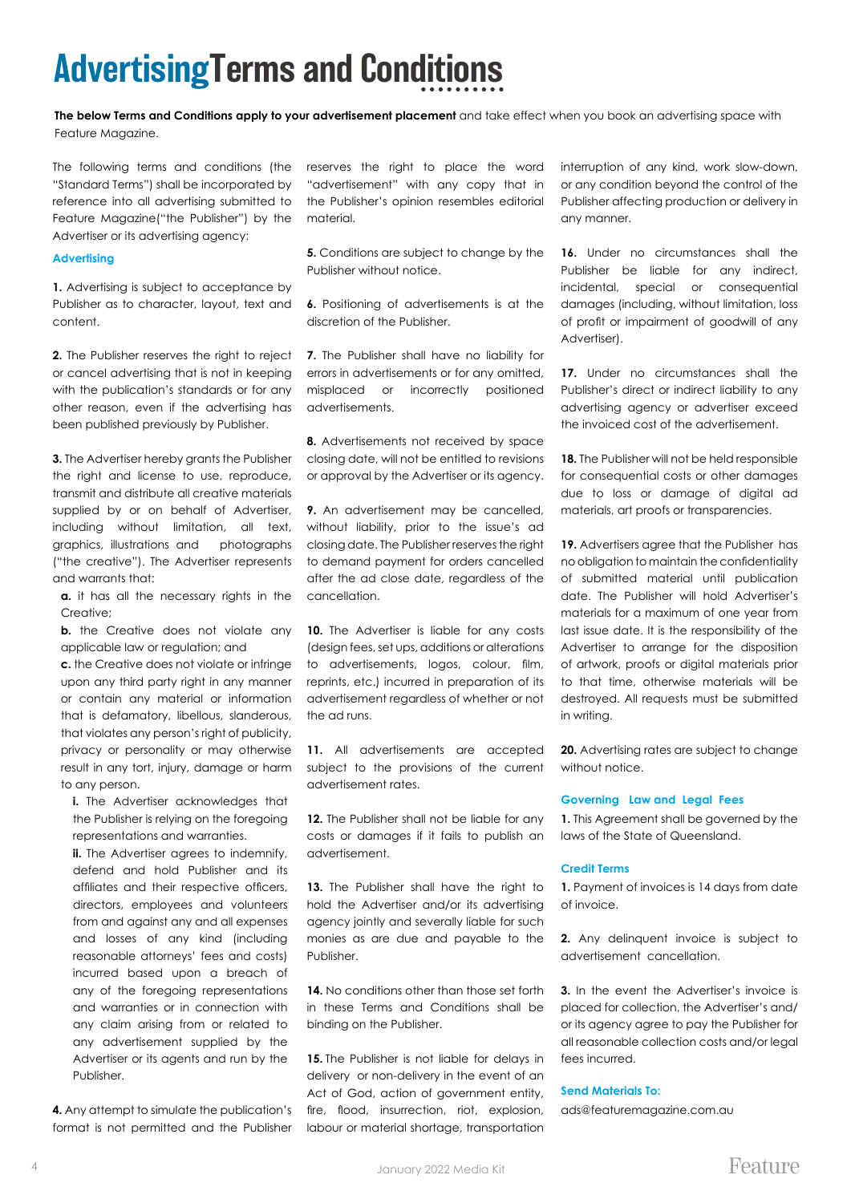# Advertising Terms and Conditions

**The below Terms and Conditions apply to your advertisement placement** and take effect when you book an advertising space with Feature Magazine.

The following terms and conditions (the "Standard Terms") shall be incorporated by reference into all advertising submitted to Feature Magazine("the Publisher") by the Advertiser or its advertising agency:

### Advertising

**1.** Advertising is subject to acceptance by Publisher as to character, layout, text and content.

**2.** The Publisher reserves the right to reject or cancel advertising that is not in keeping with the publication's standards or for any other reason, even if the advertising has been published previously by Publisher.

**3.** The Advertiser hereby grants the Publisher the right and license to use, reproduce, transmit and distribute all creative materials supplied by or on behalf of Advertiser, including without limitation, all text, graphics, illustrations and photographs ("the creative"). The Advertiser represents and warrants that:

**a.** it has all the necessary rights in the Creative;

**b.** the Creative does not violate any applicable law or regulation; and

**c.** the Creative does not violate or infringe upon any third party right in any manner or contain any material or information that is defamatory, libellous, slanderous, that violates any person's right of publicity, privacy or personality or may otherwise result in any tort, injury, damage or harm to any person.

**i.** The Advertiser acknowledges that the Publisher is relying on the foregoing representations and warranties.

**ii.** The Advertiser agrees to indemnify, defend and hold Publisher and its affiliates and their respective officers, directors, employees and volunteers from and against any and all expenses and losses of any kind (including reasonable attorneys' fees and costs) incurred based upon a breach of any of the foregoing representations and warranties or in connection with any claim arising from or related to any advertisement supplied by the Advertiser or its agents and run by the Publisher.

**4.** Any attempt to simulate the publication's format is not permitted and the Publisher reserves the right to place the word "advertisement" with any copy that in the Publisher's opinion resembles editorial material.

**5.** Conditions are subject to change by the Publisher without notice.

**6.** Positioning of advertisements is at the discretion of the Publisher.

**7.** The Publisher shall have no liability for errors in advertisements or for any omitted, misplaced or incorrectly positioned advertisements.

**8.** Advertisements not received by space closing date, will not be entitled to revisions or approval by the Advertiser or its agency.

**9.** An advertisement may be cancelled, without liability, prior to the issue's ad closing date. The Publisher reserves the right to demand payment for orders cancelled after the ad close date, regardless of the cancellation.

**10.** The Advertiser is liable for any costs (design fees, set ups, additions or alterations to advertisements, logos, colour, film, reprints, etc.) incurred in preparation of its advertisement regardless of whether or not the ad runs.

**11.** All advertisements are accepted subject to the provisions of the current advertisement rates.

**12.** The Publisher shall not be liable for any costs or damages if it fails to publish an advertisement.

**13.** The Publisher shall have the right to hold the Advertiser and/or its advertising agency jointly and severally liable for such monies as are due and payable to the Publisher.

**14.** No conditions other than those set forth in these Terms and Conditions shall be binding on the Publisher.

**15.** The Publisher is not liable for delays in delivery or non-delivery in the event of an Act of God, action of government entity, fire, flood, insurrection, riot, explosion, labour or material shortage, transportation interruption of any kind, work slow-down, or any condition beyond the control of the Publisher affecting production or delivery in any manner.

**16.** Under no circumstances shall the Publisher be liable for any indirect, incidental, special or consequential damages (including, without limitation, loss of profit or impairment of goodwill of any Advertiser).

**17.** Under no circumstances shall the Publisher's direct or indirect liability to any advertising agency or advertiser exceed the invoiced cost of the advertisement.

**18.** The Publisher will not be held responsible for consequential costs or other damages due to loss or damage of digital ad materials, art proofs or transparencies.

**19.** Advertisers agree that the Publisher has no obligation to maintain the confidentiality of submitted material until publication date. The Publisher will hold Advertiser's materials for a maximum of one year from last issue date. It is the responsibility of the Advertiser to arrange for the disposition of artwork, proofs or digital materials prior to that time, otherwise materials will be destroyed. All requests must be submitted in writing.

**20.** Advertising rates are subject to change without notice.

### Governing Law and Legal Fees

**1.** This Agreement shall be governed by the laws of the State of Queensland.

### Credit Terms

**1.** Payment of invoices is 14 days from date of invoice.

**2.** Any delinquent invoice is subject to advertisement cancellation.

**3.** In the event the Advertiser's invoice is placed for collection, the Advertiser's and/or its agency agree to pay the Publisher for all reasonable collection costs and/or legal fees incurred.

### Send Materials To:

ads@featuremagazine.com.au